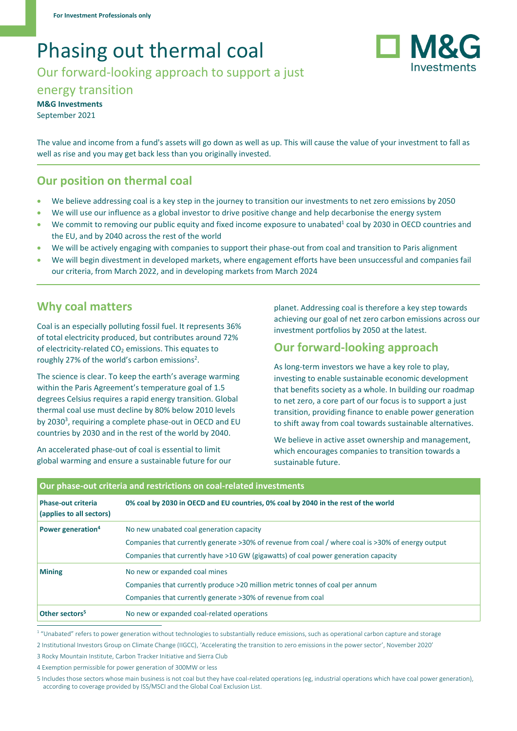For Investment Professionals only

# Phasing out thermal coal

## Our forward-looking approach to support a just energy transition

**M&G Investments**

September 2021

The value and income from a fund's assets will go down as well as up. This will cause the value of your investment to fall as well as rise and you may get back less than you originally invested.

## Our position on thermal coal

- We believe addressing coal is a key step in the journey to transition our investments to net zero emissions by 2050
- We will use our influence as a global investor to drive positive change and help decarbonise the energy system
- We commit to removing our public equity and fixed income exposure to unabated[1] coal by 2030 in OECD countries and the EU, and by 2040 across the rest of the world
- We will be actively engaging with companies to support their phase-out from coal and transition to Paris alignment
- We will begin divestment in developed markets, where engagement efforts have been unsuccessful and companies fail our criteria, from March 2022, and in developing markets from March 2024

## Why coal matters

Coal is an especially polluting fossil fuel. It represents 36% of total electricity produced, but contributes around 72% of electricity-related $CO_2$ emissions. This equates to roughly 27% of the world's carbon emissions[2].

The science is clear. To keep the earth's average warming within the Paris Agreement's temperature goal of 1.5 degrees Celsius requires a rapid energy transition. Global thermal coal use must decline by 80% below 2010 levels by 2030[3], requiring a complete phase-out in OECD and EU countries by 2030 and in the rest of the world by 2040.

An accelerated phase-out of coal is essential to limit global warming and ensure a sustainable future for our planet. Addressing coal is therefore a key step towards achieving our goal of net zero carbon emissions across our investment portfolios by 2050 at the latest.

## Our forward-looking approach

As long-term investors we have a key role to play, investing to enable sustainable economic development that benefits society as a whole. In building our roadmap to net zero, a core part of our focus is to support a just transition, providing finance to enable power generation to shift away from coal towards sustainable alternatives.

We believe in active asset ownership and management, which encourages companies to transition towards a sustainable future.

| Our phase-out criteria and restrictions on coal-related investments | |
|---|---|
| **Phase-out criteria (applies to all sectors)** | **0% coal by 2030 in OECD and EU countries, 0% coal by 2040 in the rest of the world** |
| **Power generation[4]** | No new unabated coal generation capacity<br>Companies that currently generate >30% of revenue from coal / where coal is >30% of energy output<br>Companies that currently have >10 GW (gigawatts) of coal power generation capacity |
| **Mining** | No new or expanded coal mines<br>Companies that currently produce >20 million metric tonnes of coal per annum<br>Companies that currently generate >30% of revenue from coal |
| **Other sectors[5]** | No new or expanded coal-related operations |

[1] "Unabated" refers to power generation without technologies to substantially reduce emissions, such as operational carbon capture and storage

2 Institutional Investors Group on Climate Change (IIGCC), 'Accelerating the transition to zero emissions in the power sector', November 2020'

3 Rocky Mountain Institute, Carbon Tracker Initiative and Sierra Club

4 Exemption permissible for power generation of 300MW or less

5 Includes those sectors whose main business is not coal but they have coal-related operations (eg, industrial operations which have coal power generation), according to coverage provided by ISS/MSCI and the Global Coal Exclusion List.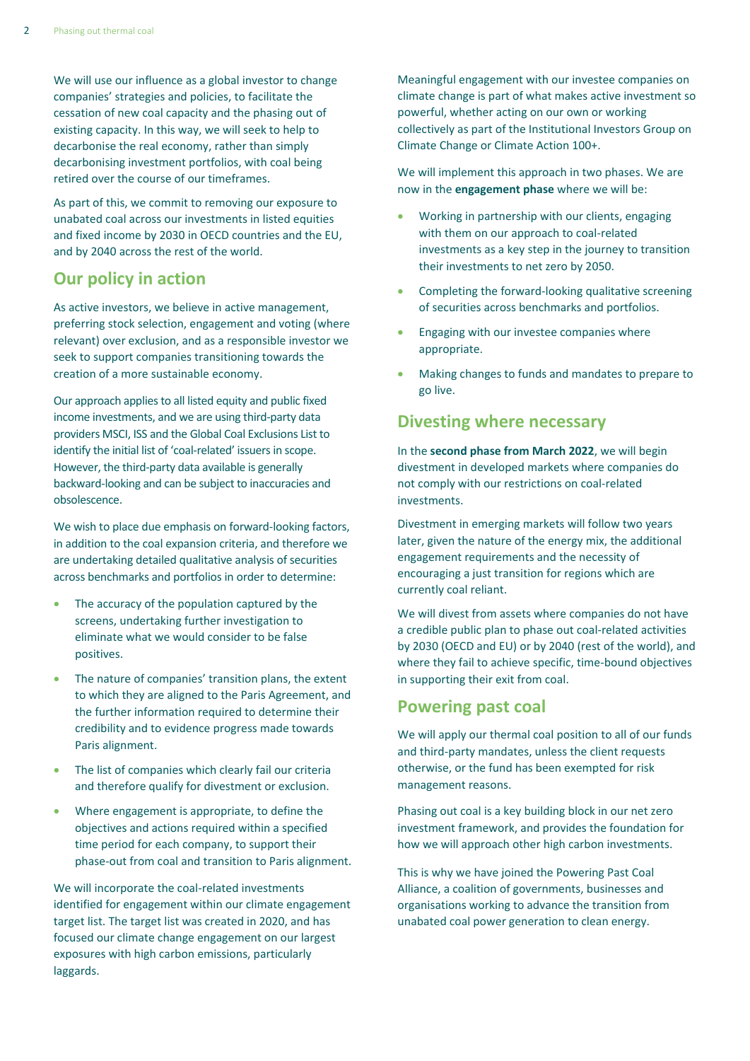We will use our influence as a global investor to change companies' strategies and policies, to facilitate the cessation of new coal capacity and the phasing out of existing capacity. In this way, we will seek to help to decarbonise the real economy, rather than simply decarbonising investment portfolios, with coal being retired over the course of our timeframes.

As part of this, we commit to removing our exposure to unabated coal across our investments in listed equities and fixed income by 2030 in OECD countries and the EU, and by 2040 across the rest of the world.

## Our policy in action

As active investors, we believe in active management, preferring stock selection, engagement and voting (where relevant) over exclusion, and as a responsible investor we seek to support companies transitioning towards the creation of a more sustainable economy.

Our approach applies to all listed equity and public fixed income investments, and we are using third-party data providers MSCI, ISS and the Global Coal Exclusions List to identify the initial list of 'coal-related' issuers in scope. However, the third-party data available is generally backward-looking and can be subject to inaccuracies and obsolescence.

We wish to place due emphasis on forward-looking factors, in addition to the coal expansion criteria, and therefore we are undertaking detailed qualitative analysis of securities across benchmarks and portfolios in order to determine:

- The accuracy of the population captured by the screens, undertaking further investigation to eliminate what we would consider to be false positives.
- The nature of companies' transition plans, the extent to which they are aligned to the Paris Agreement, and the further information required to determine their credibility and to evidence progress made towards Paris alignment.
- The list of companies which clearly fail our criteria and therefore qualify for divestment or exclusion.
- Where engagement is appropriate, to define the objectives and actions required within a specified time period for each company, to support their phase-out from coal and transition to Paris alignment.

We will incorporate the coal-related investments identified for engagement within our climate engagement target list. The target list was created in 2020, and has focused our climate change engagement on our largest exposures with high carbon emissions, particularly laggards.

Meaningful engagement with our investee companies on climate change is part of what makes active investment so powerful, whether acting on our own or working collectively as part of the Institutional Investors Group on Climate Change or Climate Action 100+.

We will implement this approach in two phases. We are now in the **engagement phase** where we will be:

- Working in partnership with our clients, engaging with them on our approach to coal-related investments as a key step in the journey to transition their investments to net zero by 2050.
- Completing the forward-looking qualitative screening of securities across benchmarks and portfolios.
- Engaging with our investee companies where appropriate.
- Making changes to funds and mandates to prepare to go live.

## Divesting where necessary

In the **second phase from March 2022**, we will begin divestment in developed markets where companies do not comply with our restrictions on coal-related investments.

Divestment in emerging markets will follow two years later, given the nature of the energy mix, the additional engagement requirements and the necessity of encouraging a just transition for regions which are currently coal reliant.

We will divest from assets where companies do not have a credible public plan to phase out coal-related activities by 2030 (OECD and EU) or by 2040 (rest of the world), and where they fail to achieve specific, time-bound objectives in supporting their exit from coal.

## Powering past coal

We will apply our thermal coal position to all of our funds and third-party mandates, unless the client requests otherwise, or the fund has been exempted for risk management reasons.

Phasing out coal is a key building block in our net zero investment framework, and provides the foundation for how we will approach other high carbon investments.

This is why we have joined the Powering Past Coal Alliance, a coalition of governments, businesses and organisations working to advance the transition from unabated coal power generation to clean energy.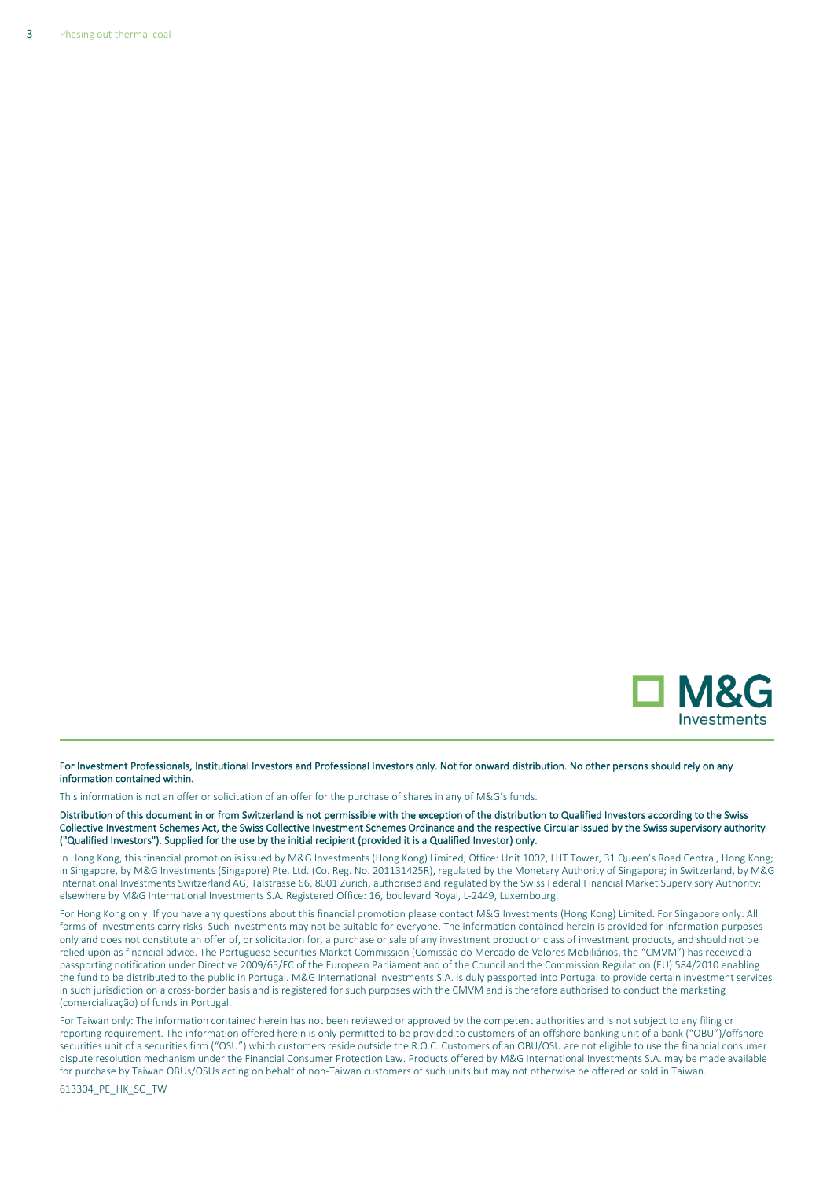**For Investment Professionals, Institutional Investors and Professional Investors only. Not for onward distribution. No other persons should rely on any information contained within.**

This information is not an offer or solicitation of an offer for the purchase of shares in any of M&G's funds.

**Distribution of this document in or from Switzerland is not permissible with the exception of the distribution to Qualified Investors according to the Swiss Collective Investment Schemes Act, the Swiss Collective Investment Schemes Ordinance and the respective Circular issued by the Swiss supervisory authority ("Qualified Investors"). Supplied for the use by the initial recipient (provided it is a Qualified Investor) only.**

In Hong Kong, this financial promotion is issued by M&G Investments (Hong Kong) Limited, Office: Unit 1002, LHT Tower, 31 Queen's Road Central, Hong Kong; in Singapore, by M&G Investments (Singapore) Pte. Ltd. (Co. Reg. No. 201131425R), regulated by the Monetary Authority of Singapore; in Switzerland, by M&G International Investments Switzerland AG, Talstrasse 66, 8001 Zurich, authorised and regulated by the Swiss Federal Financial Market Supervisory Authority; elsewhere by M&G International Investments S.A. Registered Office: 16, boulevard Royal, L-2449, Luxembourg.

For Hong Kong only: If you have any questions about this financial promotion please contact M&G Investments (Hong Kong) Limited. For Singapore only: All forms of investments carry risks. Such investments may not be suitable for everyone. The information contained herein is provided for information purposes only and does not constitute an offer of, or solicitation for, a purchase or sale of any investment product or class of investment products, and should not be relied upon as financial advice. The Portuguese Securities Market Commission (Comissão do Mercado de Valores Mobiliários, the "CMVM") has received a passporting notification under Directive 2009/65/EC of the European Parliament and of the Council and the Commission Regulation (EU) 584/2010 enabling the fund to be distributed to the public in Portugal. M&G International Investments S.A. is duly passported into Portugal to provide certain investment services in such jurisdiction on a cross-border basis and is registered for such purposes with the CMVM and is therefore authorised to conduct the marketing (comercialização) of funds in Portugal.

For Taiwan only: The information contained herein has not been reviewed or approved by the competent authorities and is not subject to any filing or reporting requirement. The information offered herein is only permitted to be provided to customers of an offshore banking unit of a bank ("OBU")/offshore securities unit of a securities firm ("OSU") which customers reside outside the R.O.C. Customers of an OBU/OSU are not eligible to use the financial consumer dispute resolution mechanism under the Financial Consumer Protection Law. Products offered by M&G International Investments S.A. may be made available for purchase by Taiwan OBUs/OSUs acting on behalf of non-Taiwan customers of such units but may not otherwise be offered or sold in Taiwan.

613304_PE_HK_SG_TW